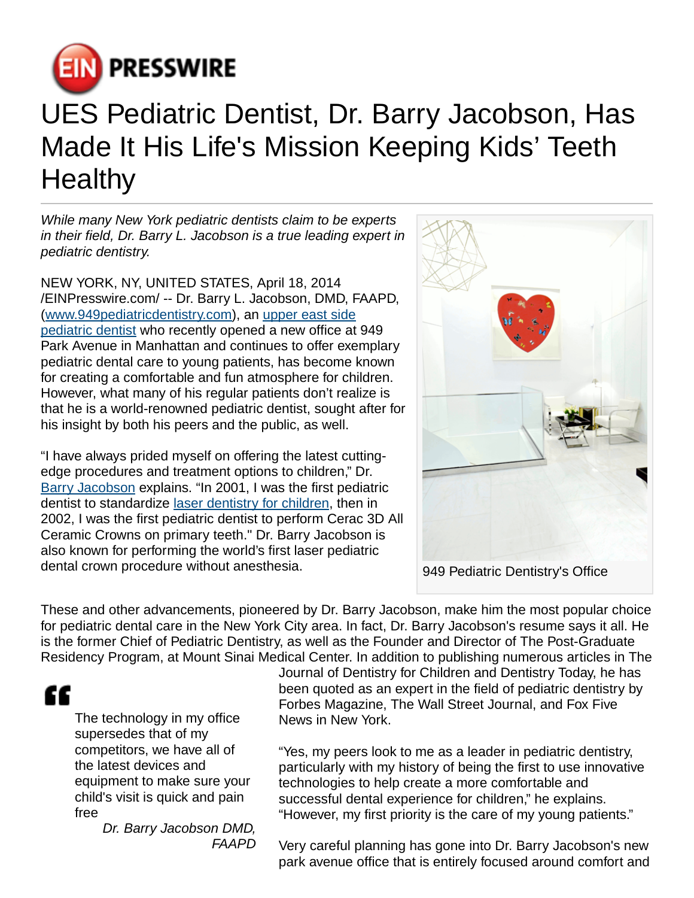# UES Pediatric Dentist, Dr. Barry Jacobson, Has Made It His Life's Mission Keeping Kids' Teeth Healthy

*While many New York pediatric dentists claim to be experts in their field, Dr. Barry L. Jacobson is a true leading expert in pediatric dentistry.*

NEW YORK, NY, UNITED STATES, April 18, 2014 /EINPresswire.com/ -- Dr. Barry L. Jacobson, DMD, FAAPD, (www.949pediatricdentistry.com), an upper east side pediatric dentist who recently opened a new office at 949 Park Avenue in Manhattan and continues to offer exemplary pediatric dental care to young patients, has become known for creating a comfortable and fun atmosphere for children. However, what many of his regular patients don't realize is that he is a world-renowned pediatric dentist, sought after for his insight by both his peers and the public, as well.

"I have always prided myself on offering the latest cutting-edge procedures and treatment options to children," Dr. Barry Jacobson explains. "In 2001, I was the first pediatric dentist to standardize laser dentistry for children, then in 2002, I was the first pediatric dentist to perform Cerac 3D All Ceramic Crowns on primary teeth." Dr. Barry Jacobson is also known for performing the world's first laser pediatric dental crown procedure without anesthesia.

949 Pediatric Dentistry's Office

These and other advancements, pioneered by Dr. Barry Jacobson, make him the most popular choice for pediatric dental care in the New York City area. In fact, Dr. Barry Jacobson's resume says it all. He is the former Chief of Pediatric Dentistry, as well as the Founder and Director of The Post-Graduate Residency Program, at Mount Sinai Medical Center. In addition to publishing numerous articles in The Journal of Dentistry for Children and Dentistry Today, he has been quoted as an expert in the field of pediatric dentistry by Forbes Magazine, The Wall Street Journal, and Fox Five News in New York.

> The technology in my office supersedes that of my competitors, we have all of the latest devices and equipment to make sure your child's visit is quick and pain free
>
> *Dr. Barry Jacobson DMD, FAAPD*

"Yes, my peers look to me as a leader in pediatric dentistry, particularly with my history of being the first to use innovative technologies to help create a more comfortable and successful dental experience for children," he explains. "However, my first priority is the care of my young patients."

Very careful planning has gone into Dr. Barry Jacobson's new park avenue office that is entirely focused around comfort and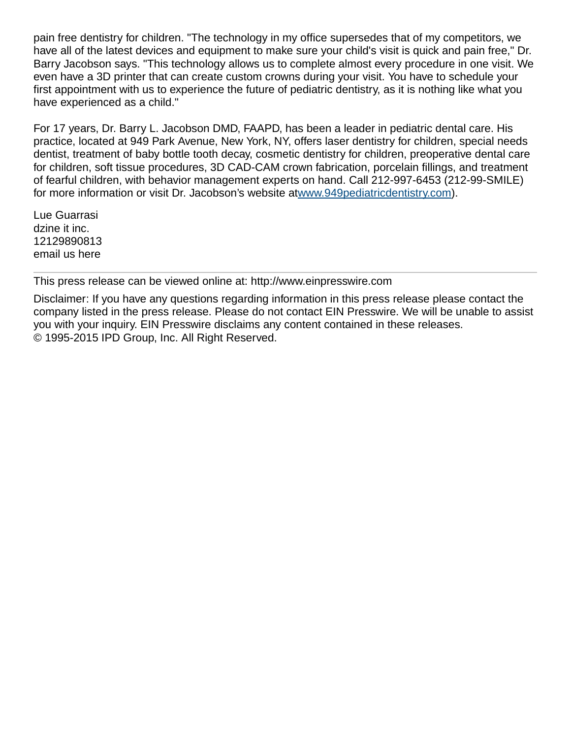pain free dentistry for children. "The technology in my office supersedes that of my competitors, we have all of the latest devices and equipment to make sure your child's visit is quick and pain free," Dr. Barry Jacobson says. "This technology allows us to complete almost every procedure in one visit. We even have a 3D printer that can create custom crowns during your visit. You have to schedule your first appointment with us to experience the future of pediatric dentistry, as it is nothing like what you have experienced as a child."

For 17 years, Dr. Barry L. Jacobson DMD, FAAPD, has been a leader in pediatric dental care. His practice, located at 949 Park Avenue, New York, NY, offers laser dentistry for children, special needs dentist, treatment of baby bottle tooth decay, cosmetic dentistry for children, preoperative dental care for children, soft tissue procedures, 3D CAD-CAM crown fabrication, porcelain fillings, and treatment of fearful children, with behavior management experts on hand. Call 212-997-6453 (212-99-SMILE) for more information or visit Dr. Jacobson's website at[www.949pediatricdentistry.com](http://www.949pediatricdentistry.com)).

Lue Guarrasi
dzine it inc.
12129890813
email us here

---

This press release can be viewed online at: http://www.einpresswire.com

Disclaimer: If you have any questions regarding information in this press release please contact the company listed in the press release. Please do not contact EIN Presswire. We will be unable to assist you with your inquiry. EIN Presswire disclaims any content contained in these releases.
© 1995-2015 IPD Group, Inc. All Right Reserved.